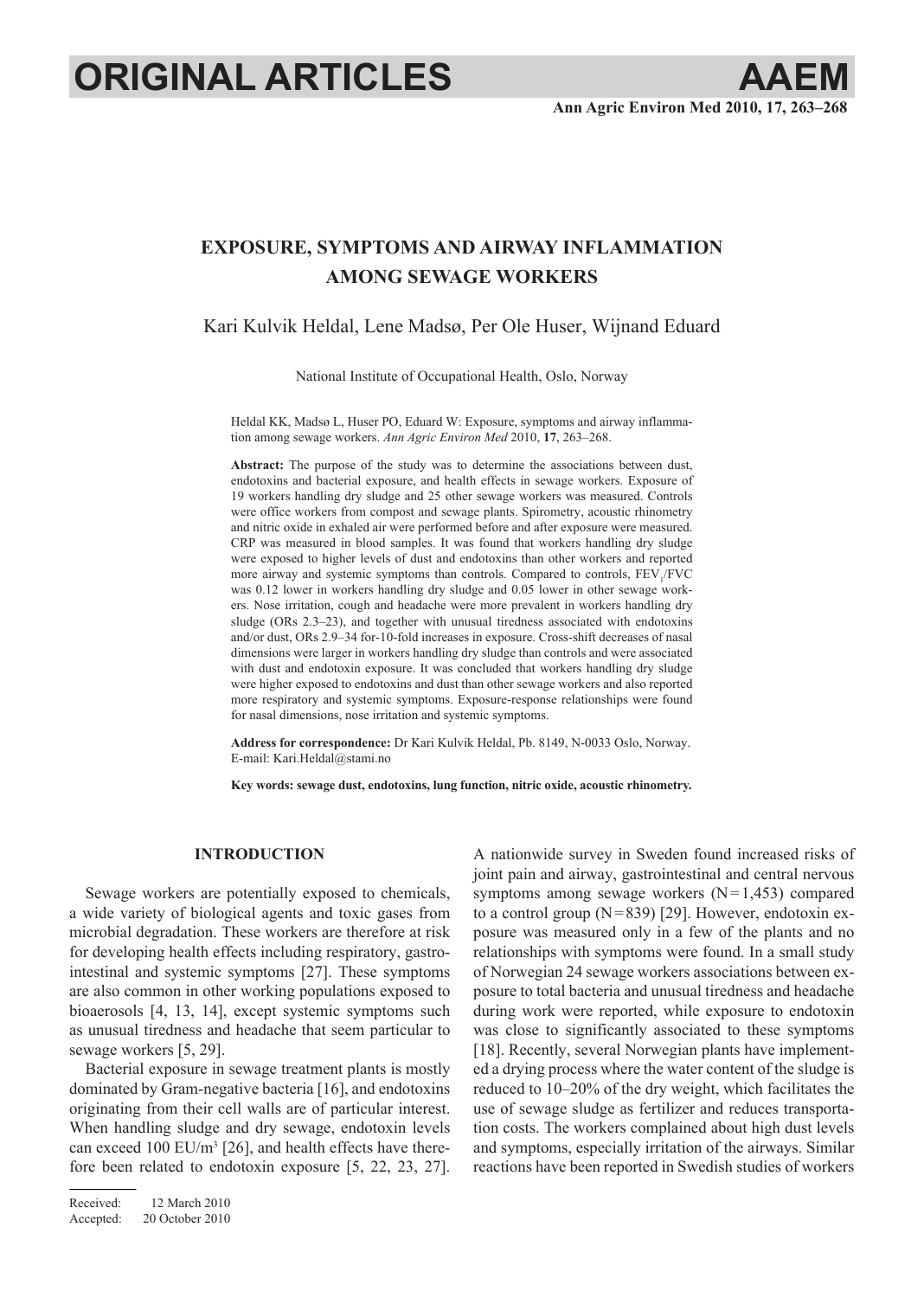# EXPOSURE, SYMPTOMS AND AIRWAY INFLAMMATION AMONG SEWAGE WORKERS

Kari Kulvik Heldal, Lene Madsø, Per Ole Huser, Wijnand Eduard

National Institute of Occupational Health, Oslo, Norway

Heldal KK, Madsø L, Huser PO, Eduard W: Exposure, symptoms and airway inflammation among sewage workers. *Ann Agric Environ Med* 2010, **17**, 263–268.

**Abstract:** The purpose of the study was to determine the associations between dust, endotoxins and bacterial exposure, and health effects in sewage workers. Exposure of 19 workers handling dry sludge and 25 other sewage workers was measured. Controls were office workers from compost and sewage plants. Spirometry, acoustic rhinometry and nitric oxide in exhaled air were performed before and after exposure were measured. CRP was measured in blood samples. It was found that workers handling dry sludge were exposed to higher levels of dust and endotoxins than other workers and reported more airway and systemic symptoms than controls. Compared to controls, $FEV_1$/FVC was 0.12 lower in workers handling dry sludge and 0.05 lower in other sewage workers. Nose irritation, cough and headache were more prevalent in workers handling dry sludge (ORs 2.3–23), and together with unusual tiredness associated with endotoxins and/or dust, ORs 2.9–34 for-10-fold increases in exposure. Cross-shift decreases of nasal dimensions were larger in workers handling dry sludge than controls and were associated with dust and endotoxin exposure. It was concluded that workers handling dry sludge were higher exposed to endotoxins and dust than other sewage workers and also reported more respiratory and systemic symptoms. Exposure-response relationships were found for nasal dimensions, nose irritation and systemic symptoms.

**Address for correspondence:** Dr Kari Kulvik Heldal, Pb. 8149, N-0033 Oslo, Norway. E-mail: Kari.Heldal@stami.no

**Key words: sewage dust, endotoxins, lung function, nitric oxide, acoustic rhinometry.**

## INTRODUCTION

Sewage workers are potentially exposed to chemicals, a wide variety of biological agents and toxic gases from microbial degradation. These workers are therefore at risk for developing health effects including respiratory, gastrointestinal and systemic symptoms [27]. These symptoms are also common in other working populations exposed to bioaerosols [4, 13, 14], except systemic symptoms such as unusual tiredness and headache that seem particular to sewage workers [5, 29].

Bacterial exposure in sewage treatment plants is mostly dominated by Gram-negative bacteria [16], and endotoxins originating from their cell walls are of particular interest. When handling sludge and dry sewage, endotoxin levels can exceed 100 EU/m$^3$ [26], and health effects have therefore been related to endotoxin exposure [5, 22, 23, 27]. A nationwide survey in Sweden found increased risks of joint pain and airway, gastrointestinal and central nervous symptoms among sewage workers (N = 1,453) compared to a control group (N = 839) [29]. However, endotoxin exposure was measured only in a few of the plants and no relationships with symptoms were found. In a small study of Norwegian 24 sewage workers associations between exposure to total bacteria and unusual tiredness and headache during work were reported, while exposure to endotoxin was close to significantly associated to these symptoms [18]. Recently, several Norwegian plants have implemented a drying process where the water content of the sludge is reduced to 10–20% of the dry weight, which facilitates the use of sewage sludge as fertilizer and reduces transportation costs. The workers complained about high dust levels and symptoms, especially irritation of the airways. Similar reactions have been reported in Swedish studies of workers

Received: 12 March 2010
Accepted: 20 October 2010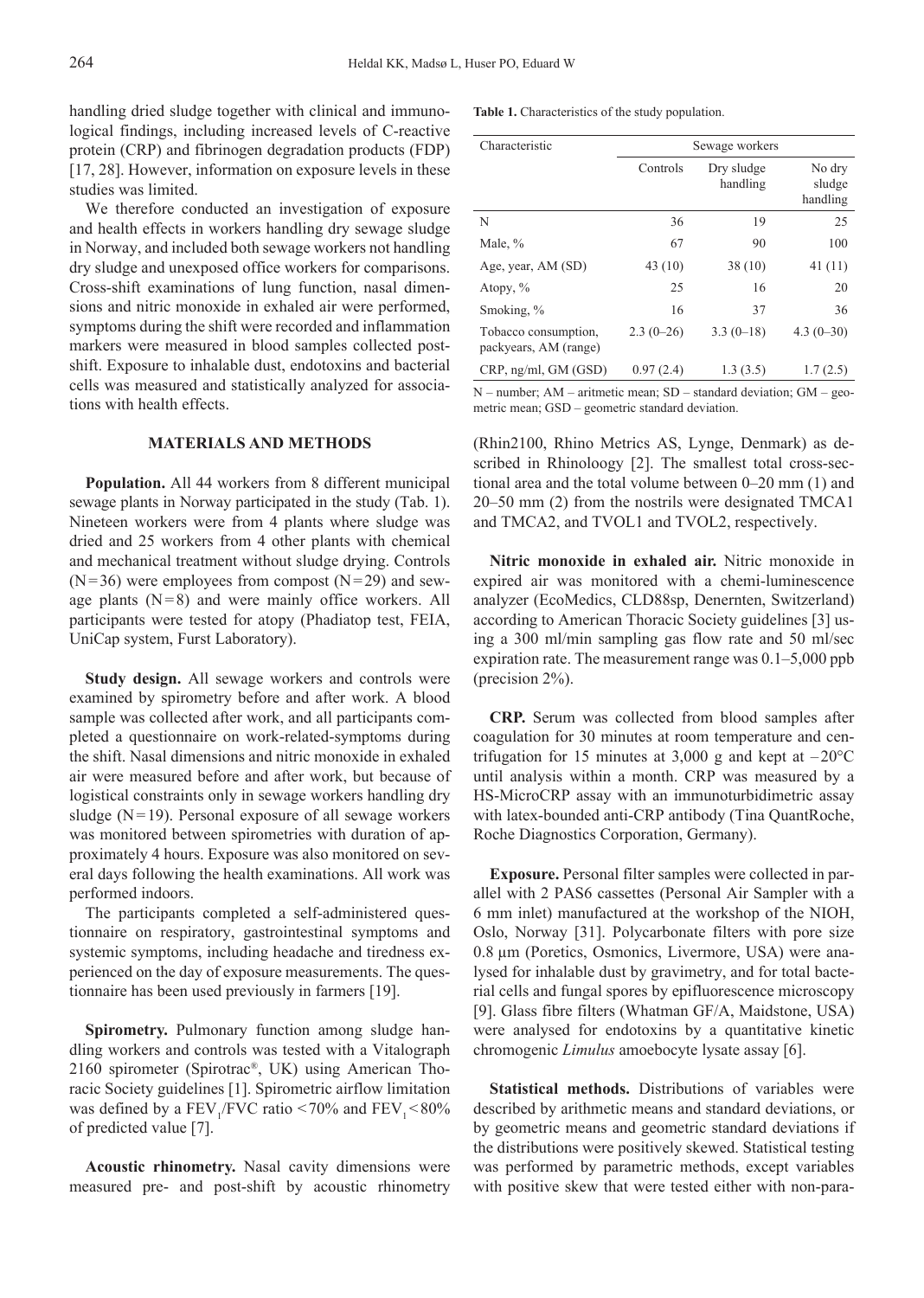handling dried sludge together with clinical and immunological findings, including increased levels of C-reactive protein (CRP) and fibrinogen degradation products (FDP) [17, 28]. However, information on exposure levels in these studies was limited.

We therefore conducted an investigation of exposure and health effects in workers handling dry sewage sludge in Norway, and included both sewage workers not handling dry sludge and unexposed office workers for comparisons. Cross-shift examinations of lung function, nasal dimensions and nitric monoxide in exhaled air were performed, symptoms during the shift were recorded and inflammation markers were measured in blood samples collected post-shift. Exposure to inhalable dust, endotoxins and bacterial cells was measured and statistically analyzed for associations with health effects.

## MATERIALS AND METHODS

**Population.** All 44 workers from 8 different municipal sewage plants in Norway participated in the study (Tab. 1). Nineteen workers were from 4 plants where sludge was dried and 25 workers from 4 other plants with chemical and mechanical treatment without sludge drying. Controls (N=36) were employees from compost (N=29) and sewage plants (N=8) and were mainly office workers. All participants were tested for atopy (Phadiatop test, FEIA, UniCap system, Furst Laboratory).

**Study design.** All sewage workers and controls were examined by spirometry before and after work. A blood sample was collected after work, and all participants completed a questionnaire on work-related-symptoms during the shift. Nasal dimensions and nitric monoxide in exhaled air were measured before and after work, but because of logistical constraints only in sewage workers handling dry sludge (N=19). Personal exposure of all sewage workers was monitored between spirometries with duration of approximately 4 hours. Exposure was also monitored on several days following the health examinations. All work was performed indoors.

The participants completed a self-administered questionnaire on respiratory, gastrointestinal symptoms and systemic symptoms, including headache and tiredness experienced on the day of exposure measurements. The questionnaire has been used previously in farmers [19].

**Spirometry.** Pulmonary function among sludge handling workers and controls was tested with a Vitalograph 2160 spirometer (Spirotrac®, UK) using American Thoracic Society guidelines [1]. Spirometric airflow limitation was defined by a $FEV_1/FVC$ ratio <70% and $FEV_1$ <80% of predicted value [7].

**Acoustic rhinometry.** Nasal cavity dimensions were measured pre- and post-shift by acoustic rhinometry (Rhin2100, Rhino Metrics AS, Lynge, Denmark) as described in Rhinoloogy [2]. The smallest total cross-sectional area and the total volume between 0–20 mm (1) and 20–50 mm (2) from the nostrils were designated TMCA1 and TMCA2, and TVOL1 and TVOL2, respectively.

**Nitric monoxide in exhaled air.** Nitric monoxide in expired air was monitored with a chemi-luminescence analyzer (EcoMedics, CLD88sp, Denernten, Switzerland) according to American Thoracic Society guidelines [3] using a 300 ml/min sampling gas flow rate and 50 ml/sec expiration rate. The measurement range was 0.1–5,000 ppb (precision 2%).

**CRP.** Serum was collected from blood samples after coagulation for 30 minutes at room temperature and centrifugation for 15 minutes at 3,000 g and kept at –20°C until analysis within a month. CRP was measured by a HS-MicroCRP assay with an immunoturbidimetric assay with latex-bounded anti-CRP antibody (Tina QuantRoche, Roche Diagnostics Corporation, Germany).

**Exposure.** Personal filter samples were collected in parallel with 2 PAS6 cassettes (Personal Air Sampler with a 6 mm inlet) manufactured at the workshop of the NIOH, Oslo, Norway [31]. Polycarbonate filters with pore size 0.8 µm (Poretics, Osmonics, Livermore, USA) were analysed for inhalable dust by gravimetry, and for total bacterial cells and fungal spores by epifluorescence microscopy [9]. Glass fibre filters (Whatman GF/A, Maidstone, USA) were analysed for endotoxins by a quantitative kinetic chromogenic *Limulus* amoebocyte lysate assay [6].

**Statistical methods.** Distributions of variables were described by arithmetic means and standard deviations, or by geometric means and geometric standard deviations if the distributions were positively skewed. Statistical testing was performed by parametric methods, except variables with positive skew that were tested either with non-para-

**Table 1.** Characteristics of the study population.

| Characteristic | | Sewage workers | |
|---|---|---|---|
| | Controls | Dry sludge handling | No dry sludge handling |
| N | 36 | 19 | 25 |
| Male, % | 67 | 90 | 100 |
| Age, year, AM (SD) | 43 (10) | 38 (10) | 41 (11) |
| Atopy, % | 25 | 16 | 20 |
| Smoking, % | 16 | 37 | 36 |
| Tobacco consumption, packyears, AM (range) | 2.3 (0–26) | 3.3 (0–18) | 4.3 (0–30) |
| CRP, ng/ml, GM (GSD) | 0.97 (2.4) | 1.3 (3.5) | 1.7 (2.5) |

N – number; AM – aritmetic mean; SD – standard deviation; GM – geometric mean; GSD – geometric standard deviation.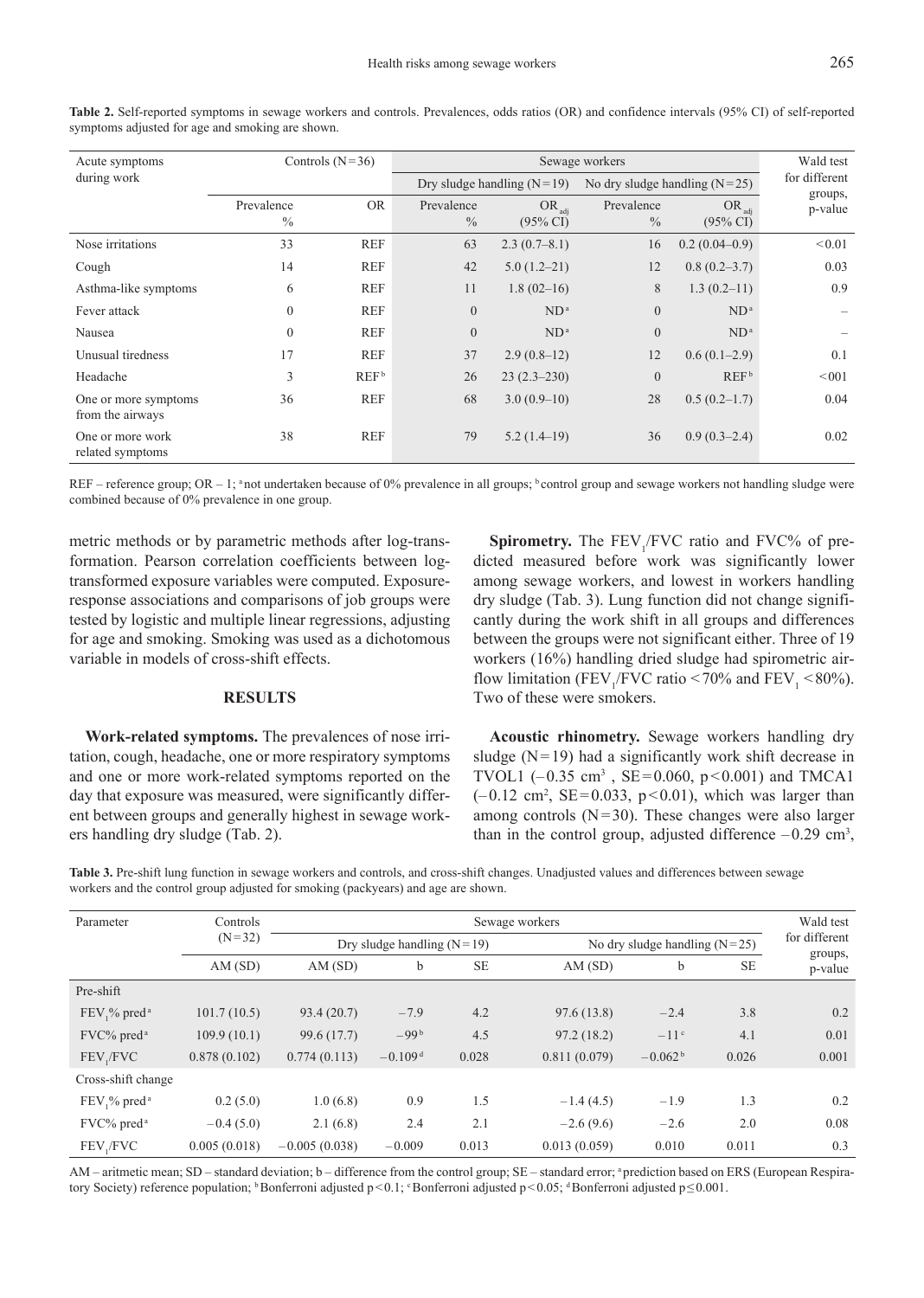**Table 2.** Self-reported symptoms in sewage workers and controls. Prevalences, odds ratios (OR) and confidence intervals (95% CI) of self-reported symptoms adjusted for age and smoking are shown.

| Acute symptoms during work | Controls (N=36) | | Sewage workers | | | | Wald test for different groups, p-value |
|---|---|---|---|---|---|---|---|
| | | | Dry sludge handling (N=19) | | No dry sludge handling (N=25) | | |
| | Prevalence % | OR | Prevalence % | $OR_{adj}$ (95% CI) | Prevalence % | $OR_{adj}$ (95% CI) | |
| Nose irritations | 33 | REF | 63 | 2.3 (0.7–8.1) | 16 | 0.2 (0.04–0.9) | <0.01 |
| Cough | 14 | REF | 42 | 5.0 (1.2–21) | 12 | 0.8 (0.2–3.7) | 0.03 |
| Asthma-like symptoms | 6 | REF | 11 | 1.8 (02–16) | 8 | 1.3 (0.2–11) | 0.9 |
| Fever attack | 0 | REF | 0 | ND[a] | 0 | ND[a] | – |
| Nausea | 0 | REF | 0 | ND[a] | 0 | ND[a] | – |
| Unusual tiredness | 17 | REF | 37 | 2.9 (0.8–12) | 12 | 0.6 (0.1–2.9) | 0.1 |
| Headache | 3 | REF[b] | 26 | 23 (2.3–230) | 0 | REF[b] | <001 |
| One or more symptoms from the airways | 36 | REF | 68 | 3.0 (0.9–10) | 28 | 0.5 (0.2–1.7) | 0.04 |
| One or more work related symptoms | 38 | REF | 79 | 5.2 (1.4–19) | 36 | 0.9 (0.3–2.4) | 0.02 |

REF – reference group; OR – 1; [a] not undertaken because of 0% prevalence in all groups; [b] control group and sewage workers not handling sludge were combined because of 0% prevalence in one group.

metric methods or by parametric methods after log-transformation. Pearson correlation coefficients between log-transformed exposure variables were computed. Exposure-response associations and comparisons of job groups were tested by logistic and multiple linear regressions, adjusting for age and smoking. Smoking was used as a dichotomous variable in models of cross-shift effects.

## RESULTS

**Work-related symptoms.** The prevalences of nose irritation, cough, headache, one or more respiratory symptoms and one or more work-related symptoms reported on the day that exposure was measured, were significantly different between groups and generally highest in sewage workers handling dry sludge (Tab. 2).

**Spirometry.** The $FEV_1$/FVC ratio and FVC% of predicted measured before work was significantly lower among sewage workers, and lowest in workers handling dry sludge (Tab. 3). Lung function did not change significantly during the work shift in all groups and differences between the groups were not significant either. Three of 19 workers (16%) handling dried sludge had spirometric airflow limitation ($FEV_1$/FVC ratio <70% and $FEV_1$ <80%). Two of these were smokers.

**Acoustic rhinometry.** Sewage workers handling dry sludge (N=19) had a significantly work shift decrease in TVOL1 (–0.35 $cm^3$ , SE=0.060, p<0.001) and TMCA1 (–0.12 $cm^2$, SE=0.033, p<0.01), which was larger than among controls (N=30). These changes were also larger than in the control group, adjusted difference –0.29 $cm^3$,

**Table 3.** Pre-shift lung function in sewage workers and controls, and cross-shift changes. Unadjusted values and differences between sewage workers and the control group adjusted for smoking (packyears) and age are shown.

| Parameter | Controls (N=32) | Sewage workers | | | | | | Wald test for different groups, p-value |
|---|---|---|---|---|---|---|---|---|
| | | Dry sludge handling (N=19) | | | No dry sludge handling (N=25) | | | |
| | AM (SD) | AM (SD) | b | SE | AM (SD) | b | SE | |
| Pre-shift | | | | | | | | |
| $FEV_1$% pred[a] | 101.7 (10.5) | 93.4 (20.7) | –7.9 | 4.2 | 97.6 (13.8) | –2.4 | 3.8 | 0.2 |
| FVC% pred[a] | 109.9 (10.1) | 99.6 (17.7) | –99[b] | 4.5 | 97.2 (18.2) | –11[c] | 4.1 | 0.01 |
| $FEV_1$/FVC | 0.878 (0.102) | 0.774 (0.113) | –0.109[d] | 0.028 | 0.811 (0.079) | –0.062[b] | 0.026 | 0.001 |
| Cross-shift change | | | | | | | | |
| $FEV_1$% pred[a] | 0.2 (5.0) | 1.0 (6.8) | 0.9 | 1.5 | –1.4 (4.5) | –1.9 | 1.3 | 0.2 |
| FVC% pred[a] | –0.4 (5.0) | 2.1 (6.8) | 2.4 | 2.1 | –2.6 (9.6) | –2.6 | 2.0 | 0.08 |
| $FEV_1$/FVC | 0.005 (0.018) | –0.005 (0.038) | –0.009 | 0.013 | 0.013 (0.059) | 0.010 | 0.011 | 0.3 |

AM – aritmetic mean; SD – standard deviation; b – difference from the control group; SE – standard error; [a] prediction based on ERS (European Respiratory Society) reference population; [b] Bonferroni adjusted p<0.1; [c] Bonferroni adjusted p<0.05; [d] Bonferroni adjusted p≤0.001.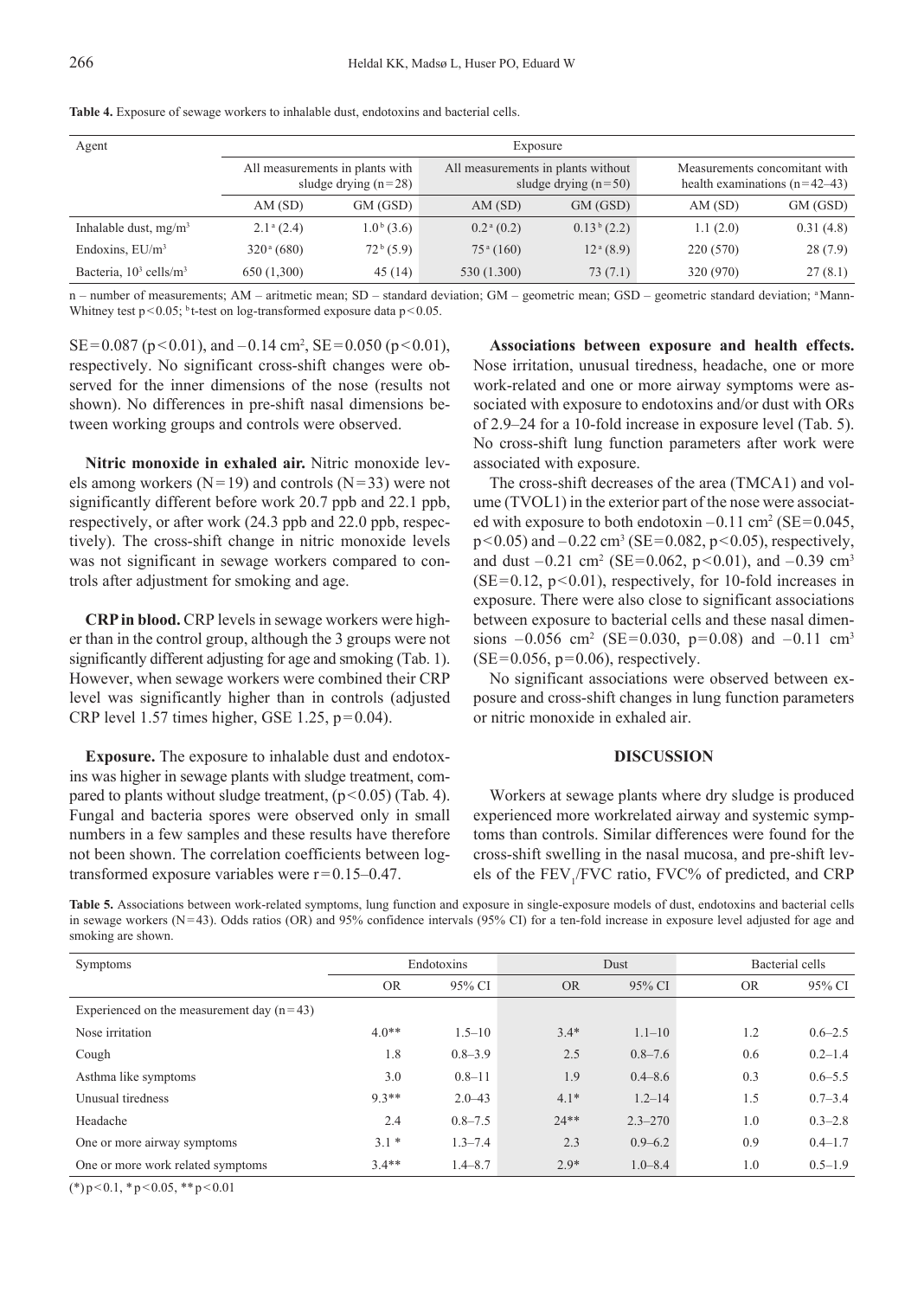**Table 4.** Exposure of sewage workers to inhalable dust, endotoxins and bacterial cells.

| Agent | Exposure | | | | | |
|---|---|---|---|---|---|---|
| | All measurements in plants with sludge drying (n=28) | | All measurements in plants without sludge drying (n=50) | | Measurements concomitant with health examinations (n=42–43) | |
| | AM (SD) | GM (GSD) | AM (SD) | GM (GSD) | AM (SD) | GM (GSD) |
| Inhalable dust, $mg/m^3$ | 2.1[a] (2.4) | 1.0[b] (3.6) | 0.2[a] (0.2) | 0.13[b] (2.2) | 1.1 (2.0) | 0.31 (4.8) |
| Endoxins, $EU/m^3$ | 320[a] (680) | 72[b] (5.9) | 75[a] (160) | 12[a] (8.9) | 220 (570) | 28 (7.9) |
| Bacteria, $10^3$ $cells/m^3$ | 650 (1,300) | 45 (14) | 530 (1.300) | 73 (7.1) | 320 (970) | 27 (8.1) |

n – number of measurements; AM – aritmetic mean; SD – standard deviation; GM – geometric mean; GSD – geometric standard deviation; [a] Mann-Whitney test $p<0.05$; [b] t-test on log-transformed exposure data $p<0.05$.

SE=0.087 ($p<0.01$), and $-0.14$ $cm^2$, SE=0.050 ($p<0.01$), respectively. No significant cross-shift changes were observed for the inner dimensions of the nose (results not shown). No differences in pre-shift nasal dimensions between working groups and controls were observed.

**Nitric monoxide in exhaled air.** Nitric monoxide levels among workers (N=19) and controls (N=33) were not significantly different before work 20.7 ppb and 22.1 ppb, respectively, or after work (24.3 ppb and 22.0 ppb, respectively). The cross-shift change in nitric monoxide levels was not significant in sewage workers compared to controls after adjustment for smoking and age.

**CRP in blood.** CRP levels in sewage workers were higher than in the control group, although the 3 groups were not significantly different adjusting for age and smoking (Tab. 1). However, when sewage workers were combined their CRP level was significantly higher than in controls (adjusted CRP level 1.57 times higher, GSE 1.25, $p=0.04$).

**Exposure.** The exposure to inhalable dust and endotoxins was higher in sewage plants with sludge treatment, compared to plants without sludge treatment, ($p<0.05$) (Tab. 4). Fungal and bacteria spores were observed only in small numbers in a few samples and these results have therefore not been shown. The correlation coefficients between log-transformed exposure variables were $r=0.15$–$0.47$.

**Associations between exposure and health effects.** Nose irritation, unusual tiredness, headache, one or more work-related and one or more airway symptoms were associated with exposure to endotoxins and/or dust with ORs of 2.9–24 for a 10-fold increase in exposure level (Tab. 5). No cross-shift lung function parameters after work were associated with exposure.

The cross-shift decreases of the area (TMCA1) and volume (TVOL1) in the exterior part of the nose were associated with exposure to both endotoxin $-0.11$ $cm^2$ (SE=0.045, $p<0.05$) and $-0.22$ $cm^3$ (SE=0.082, $p<0.05$), respectively, and dust $-0.21$ $cm^2$ (SE=0.062, $p<0.01$), and $-0.39$ $cm^3$ (SE=0.12, $p<0.01$), respectively, for 10-fold increases in exposure. There were also close to significant associations between exposure to bacterial cells and these nasal dimensions $-0.056$ $cm^2$ (SE=0.030, $p=0.08$) and $-0.11$ $cm^3$ (SE=0.056, $p=0.06$), respectively.

No significant associations were observed between exposure and cross-shift changes in lung function parameters or nitric monoxide in exhaled air.

## DISCUSSION

Workers at sewage plants where dry sludge is produced experienced more workrelated airway and systemic symptoms than controls. Similar differences were found for the cross-shift swelling in the nasal mucosa, and pre-shift levels of the $FEV_1$/FVC ratio, FVC% of predicted, and CRP

**Table 5.** Associations between work-related symptoms, lung function and exposure in single-exposure models of dust, endotoxins and bacterial cells in sewage workers (N=43). Odds ratios (OR) and 95% confidence intervals (95% CI) for a ten-fold increase in exposure level adjusted for age and smoking are shown.

| Symptoms | Endotoxins | | Dust | | Bacterial cells | |
|---|---|---|---|---|---|---|
| | OR | 95% CI | OR | 95% CI | OR | 95% CI |
| Experienced on the measurement day (n=43) | | | | | | |
| Nose irritation | 4.0** | 1.5–10 | 3.4* | 1.1–10 | 1.2 | 0.6–2.5 |
| Cough | 1.8 | 0.8–3.9 | 2.5 | 0.8–7.6 | 0.6 | 0.2–1.4 |
| Asthma like symptoms | 3.0 | 0.8–11 | 1.9 | 0.4–8.6 | 0.3 | 0.6–5.5 |
| Unusual tiredness | 9.3** | 2.0–43 | 4.1* | 1.2–14 | 1.5 | 0.7–3.4 |
| Headache | 2.4 | 0.8–7.5 | 24** | 2.3–270 | 1.0 | 0.3–2.8 |
| One or more airway symptoms | 3.1 * | 1.3–7.4 | 2.3 | 0.9–6.2 | 0.9 | 0.4–1.7 |
| One or more work related symptoms | 3.4** | 1.4–8.7 | 2.9* | 1.0–8.4 | 1.0 | 0.5–1.9 |

(*) $p<0.1$, * $p<0.05$, ** $p<0.01$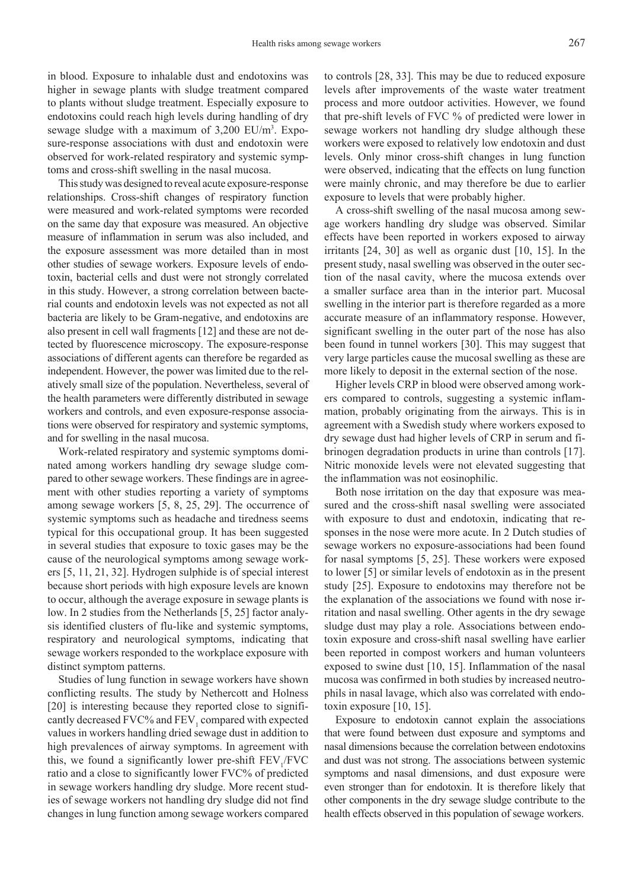in blood. Exposure to inhalable dust and endotoxins was higher in sewage plants with sludge treatment compared to plants without sludge treatment. Especially exposure to endotoxins could reach high levels during handling of dry sewage sludge with a maximum of 3,200 EU/m$^3$. Exposure-response associations with dust and endotoxin were observed for work-related respiratory and systemic symptoms and cross-shift swelling in the nasal mucosa.

This study was designed to reveal acute exposure-response relationships. Cross-shift changes of respiratory function were measured and work-related symptoms were recorded on the same day that exposure was measured. An objective measure of inflammation in serum was also included, and the exposure assessment was more detailed than in most other studies of sewage workers. Exposure levels of endotoxin, bacterial cells and dust were not strongly correlated in this study. However, a strong correlation between bacterial counts and endotoxin levels was not expected as not all bacteria are likely to be Gram-negative, and endotoxins are also present in cell wall fragments [12] and these are not detected by fluorescence microscopy. The exposure-response associations of different agents can therefore be regarded as independent. However, the power was limited due to the relatively small size of the population. Nevertheless, several of the health parameters were differently distributed in sewage workers and controls, and even exposure-response associations were observed for respiratory and systemic symptoms, and for swelling in the nasal mucosa.

Work-related respiratory and systemic symptoms dominated among workers handling dry sewage sludge compared to other sewage workers. These findings are in agreement with other studies reporting a variety of symptoms among sewage workers [5, 8, 25, 29]. The occurrence of systemic symptoms such as headache and tiredness seems typical for this occupational group. It has been suggested in several studies that exposure to toxic gases may be the cause of the neurological symptoms among sewage workers [5, 11, 21, 32]. Hydrogen sulphide is of special interest because short periods with high exposure levels are known to occur, although the average exposure in sewage plants is low. In 2 studies from the Netherlands [5, 25] factor analysis identified clusters of flu-like and systemic symptoms, respiratory and neurological symptoms, indicating that sewage workers responded to the workplace exposure with distinct symptom patterns.

Studies of lung function in sewage workers have shown conflicting results. The study by Nethercott and Holness [20] is interesting because they reported close to significantly decreased FVC% and $FEV_1$ compared with expected values in workers handling dried sewage dust in addition to high prevalences of airway symptoms. In agreement with this, we found a significantly lower pre-shift $FEV_1$/FVC ratio and a close to significantly lower FVC% of predicted in sewage workers handling dry sludge. More recent studies of sewage workers not handling dry sludge did not find changes in lung function among sewage workers compared to controls [28, 33]. This may be due to reduced exposure levels after improvements of the waste water treatment process and more outdoor activities. However, we found that pre-shift levels of FVC % of predicted were lower in sewage workers not handling dry sludge although these workers were exposed to relatively low endotoxin and dust levels. Only minor cross-shift changes in lung function were observed, indicating that the effects on lung function were mainly chronic, and may therefore be due to earlier exposure to levels that were probably higher.

A cross-shift swelling of the nasal mucosa among sewage workers handling dry sludge was observed. Similar effects have been reported in workers exposed to airway irritants [24, 30] as well as organic dust [10, 15]. In the present study, nasal swelling was observed in the outer section of the nasal cavity, where the mucosa extends over a smaller surface area than in the interior part. Mucosal swelling in the interior part is therefore regarded as a more accurate measure of an inflammatory response. However, significant swelling in the outer part of the nose has also been found in tunnel workers [30]. This may suggest that very large particles cause the mucosal swelling as these are more likely to deposit in the external section of the nose.

Higher levels CRP in blood were observed among workers compared to controls, suggesting a systemic inflammation, probably originating from the airways. This is in agreement with a Swedish study where workers exposed to dry sewage dust had higher levels of CRP in serum and fibrinogen degradation products in urine than controls [17]. Nitric monoxide levels were not elevated suggesting that the inflammation was not eosinophilic.

Both nose irritation on the day that exposure was measured and the cross-shift nasal swelling were associated with exposure to dust and endotoxin, indicating that responses in the nose were more acute. In 2 Dutch studies of sewage workers no exposure-associations had been found for nasal symptoms [5, 25]. These workers were exposed to lower [5] or similar levels of endotoxin as in the present study [25]. Exposure to endotoxins may therefore not be the explanation of the associations we found with nose irritation and nasal swelling. Other agents in the dry sewage sludge dust may play a role. Associations between endotoxin exposure and cross-shift nasal swelling have earlier been reported in compost workers and human volunteers exposed to swine dust [10, 15]. Inflammation of the nasal mucosa was confirmed in both studies by increased neutrophils in nasal lavage, which also was correlated with endotoxin exposure [10, 15].

Exposure to endotoxin cannot explain the associations that were found between dust exposure and symptoms and nasal dimensions because the correlation between endotoxins and dust was not strong. The associations between systemic symptoms and nasal dimensions, and dust exposure were even stronger than for endotoxin. It is therefore likely that other components in the dry sewage sludge contribute to the health effects observed in this population of sewage workers.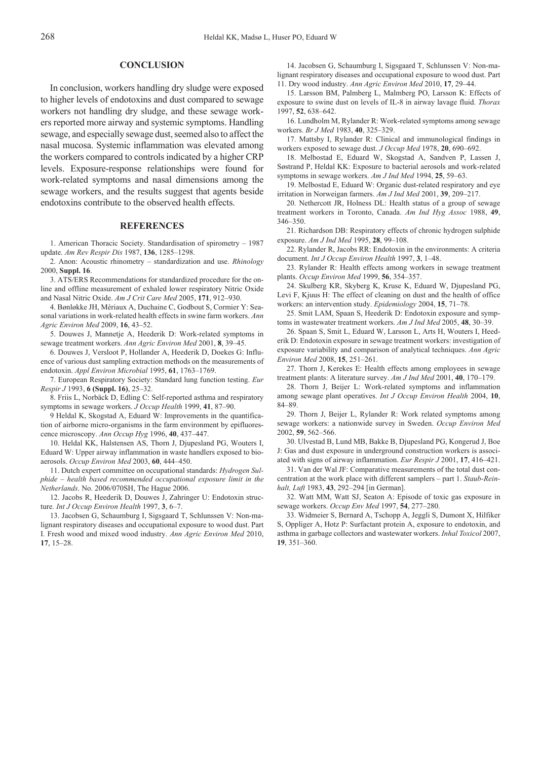## CONCLUSION

In conclusion, workers handling dry sludge were exposed to higher levels of endotoxins and dust compared to sewage workers not handling dry sludge, and these sewage workers reported more airway and systemic symptoms. Handling sewage, and especially sewage dust, seemed also to affect the nasal mucosa. Systemic inflammation was elevated among the workers compared to controls indicated by a higher CRP levels. Exposure-response relationships were found for work-related symptoms and nasal dimensions among the sewage workers, and the results suggest that agents beside endotoxins contribute to the observed health effects.

## REFERENCES

1. American Thoracic Society. Standardisation of spirometry – 1987 update. *Am Rev Respir Dis* 1987, **136**, 1285–1298.

2. Anon: Acoustic rhinometry – standardization and use. *Rhinology* 2000, **Suppl. 16**.

3. ATS/ERS Recommendations for standardized procedure for the online and offline measurement of exhaled lower respiratory Nitric Oxide and Nasal Nitric Oxide. *Am J Crit Care Med* 2005, **171**, 912–930.

4. Bønløkke JH, Mériaux A, Duchaine C, Godbout S, Cormier Y: Seasonal variations in work-related health effects in swine farm workers. *Ann Agric Environ Med* 2009, **16**, 43–52.

5. Douwes J, Mannetje A, Heederik D: Work-related symptoms in sewage treatment workers. *Ann Agric Environ Med* 2001, **8**, 39–45.

6. Douwes J, Versloot P, Hollander A, Heederik D, Doekes G: Influence of various dust sampling extraction methods on the measurements of endotoxin. *Appl Environ Microbial* 1995, **61**, 1763–1769.

7. European Respiratory Society: Standard lung function testing. *Eur Respir J* 1993, **6 (Suppl. 16)**, 25–32.

8. Friis L, Norbäck D, Edling C: Self-reported asthma and respiratory symptoms in sewage workers. *J Occup Health* 1999, **41**, 87–90.

9 Heldal K, Skogstad A, Eduard W: Improvements in the quantification of airborne micro-organisms in the farm environment by epifluorescence microscopy. *Ann Occup Hyg* 1996, **40**, 437–447.

10. Heldal KK, Halstensen AS, Thorn J, Djupesland PG, Wouters I, Eduard W: Upper airway inflammation in waste handlers exposed to bioaerosols. *Occup Environ Med* 2003, **60**, 444–450.

11. Dutch expert committee on occupational standards: *Hydrogen Sulphide – health based recommended occupational exposure limit in the Netherlands*. No. 2006/070SH, The Hague 2006.

12. Jacobs R, Heederik D, Douwes J, Zahringer U: Endotoxin structure. *Int J Occup Environ Health* 1997, **3**, 6–7.

13. Jacobsen G, Schaumburg I, Sigsgaard T, Schlunssen V: Non-malignant respiratory diseases and occupational exposure to wood dust. Part I. Fresh wood and mixed wood industry. *Ann Agric Environ Med* 2010, **17**, 15–28.

14. Jacobsen G, Schaumburg I, Sigsgaard T, Schlunssen V: Non-malignant respiratory diseases and occupational exposure to wood dust. Part 11. Dry wood industry. *Ann Agric Environ Med* 2010, **17**, 29–44.

15. Larsson BM, Palmberg L, Malmberg PO, Larsson K: Effects of exposure to swine dust on levels of IL-8 in airway lavage fluid. *Thorax* 1997, **52**, 638–642.

16. Lundholm M, Rylander R: Work-related symptoms among sewage workers. *Br J Med* 1983, **40**, 325–329.

17. Mattsby I, Rylander R: Clinical and immunological findings in workers exposed to sewage dust. *J Occup Med* 1978, **20**, 690–692.

18. Melbostad E, Eduard W, Skogstad A, Sandven P, Lassen J, Søstrand P, Heldal KK: Exposure to bacterial aerosols and work-related symptoms in sewage workers. *Am J Ind Med* 1994, **25**, 59–63.

19. Melbostad E, Eduard W: Organic dust-related respiratory and eye irritation in Norweigan farmers. *Am J Ind Med* 2001, **39**, 209–217.

20. Nethercott JR, Holness DL: Health status of a group of sewage treatment workers in Toronto, Canada. *Am Ind Hyg Assoc* 1988, **49**, 346–350.

21. Richardson DB: Respiratory effects of chronic hydrogen sulphide exposure. *Am J Ind Med* 1995, **28**, 99–108.

22. Rylander R, Jacobs RR: Endotoxin in the environments: A criteria document. *Int J Occup Environ Health* 1997, **3**, 1–48.

23. Rylander R: Health effects among workers in sewage treatment plants. *Occup Environ Med* 1999, **56**, 354–357.

24. Skulberg KR, Skyberg K, Kruse K, Eduard W, Djupesland PG, Levi F, Kjuus H: The effect of cleaning on dust and the health of office workers: an intervention study. *Epidemiology* 2004, **15**, 71–78.

25. Smit LAM, Spaan S, Heederik D: Endotoxin exposure and symptoms in wastewater treatment workers. *Am J Ind Med* 2005, **48**, 30–39.

26. Spaan S, Smit L, Eduard W, Larsson L, Arts H, Wouters I, Heederik D: Endotoxin exposure in sewage treatment workers: investigation of exposure variability and comparison of analytical techniques. *Ann Agric Environ Med* 2008, **15**, 251–261.

27. Thorn J, Kerekes E: Health effects among employees in sewage treatment plants: A literature survey. *Am J Ind Med* 2001, **40**, 170–179.

28. Thorn J, Beijer L: Work-related symptoms and inflammation among sewage plant operatives. *Int J Occup Environ Health* 2004, **10**, 84–89.

29. Thorn J, Beijer L, Rylander R: Work related symptoms among sewage workers: a nationwide survey in Sweden. *Occup Environ Med* 2002, **59**, 562–566.

30. Ulvestad B, Lund MB, Bakke B, Djupesland PG, Kongerud J, Boe J: Gas and dust exposure in underground construction workers is associated with signs of airway inflammation. *Eur Respir J* 2001, **17**, 416–421.

31. Van der Wal JF: Comparative measurements of the total dust concentration at the work place with different samplers – part 1. *Staub-Reinhalt, Luft* 1983, **43**, 292–294 [in German].

32. Watt MM, Watt SJ, Seaton A: Episode of toxic gas exposure in sewage workers. *Occup Env Med* 1997, **54**, 277–280.

33. Widmeier S, Bernard A, Tschopp A, Jeggli S, Dumont X, Hilfiker S, Oppliger A, Hotz P: Surfactant protein A, exposure to endotoxin, and asthma in garbage collectors and wastewater workers. *Inhal Toxicol* 2007, **19**, 351–360.